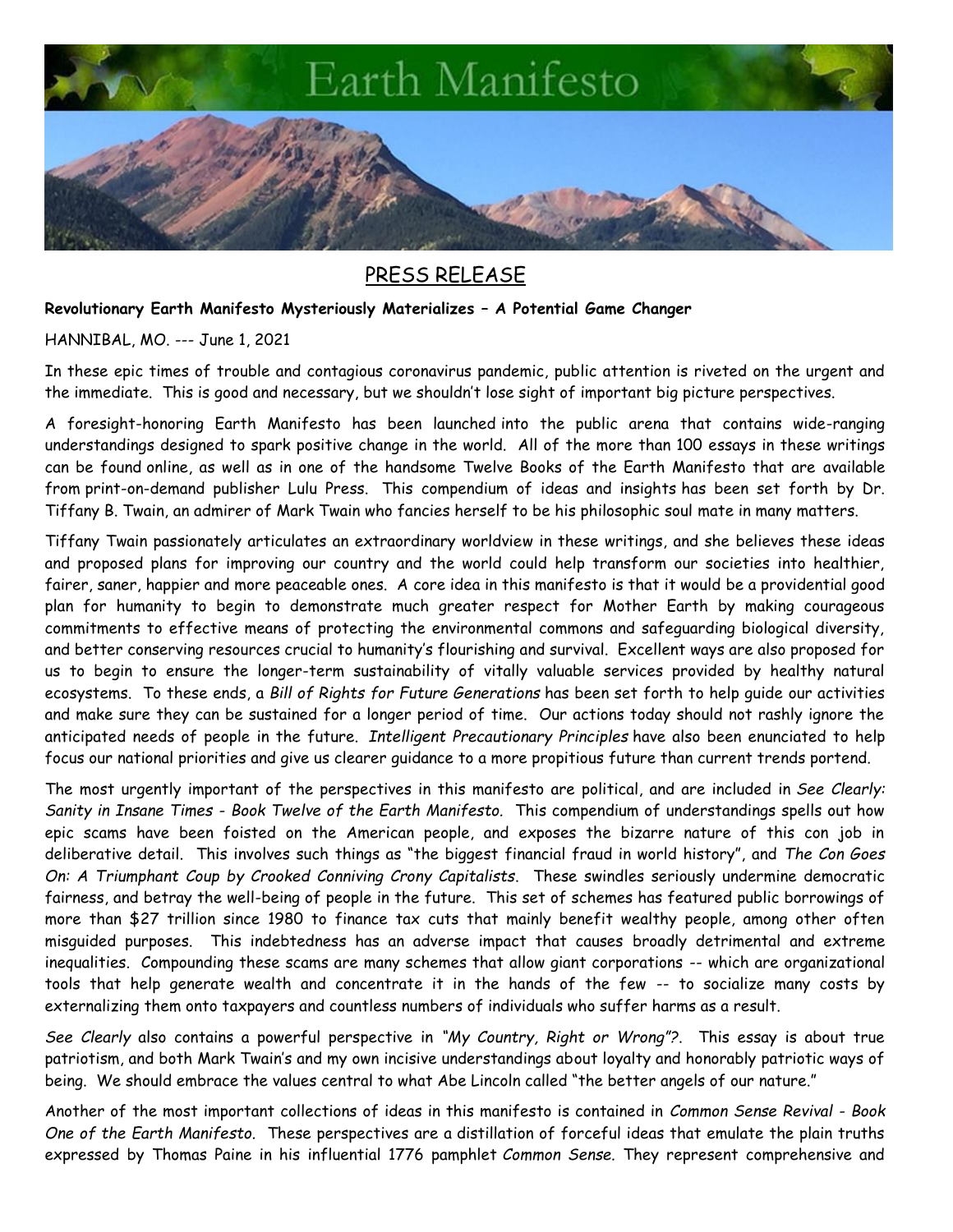# Earth Manifesto

## PRESS RELEASE

**Revolutionary Earth Manifesto Mysteriously Materializes – A Potential Game Changer**

HANNIBAL, MO. --- June 1, 2021

In these epic times of trouble and contagious coronavirus pandemic, public attention is riveted on the urgent and the immediate. This is good and necessary, but we shouldn't lose sight of important big picture perspectives.

A foresight-honoring Earth Manifesto has been launched into the public arena that contains wide-ranging understandings designed to spark positive change in the world. All of the more than 100 essays in these writings can be found online, as well as in one of the handsome Twelve Books of the Earth Manifesto that are available from print-on-demand publisher Lulu Press. This compendium of ideas and insights has been set forth by Dr. Tiffany B. Twain, an admirer of Mark Twain who fancies herself to be his philosophic soul mate in many matters.

Tiffany Twain passionately articulates an extraordinary worldview in these writings, and she believes these ideas and proposed plans for improving our country and the world could help transform our societies into healthier, fairer, saner, happier and more peaceable ones. A core idea in this manifesto is that it would be a providential good plan for humanity to begin to demonstrate much greater respect for Mother Earth by making courageous commitments to effective means of protecting the environmental commons and safeguarding biological diversity, and better conserving resources crucial to humanity's flourishing and survival. Excellent ways are also proposed for us to begin to ensure the longer-term sustainability of vitally valuable services provided by healthy natural ecosystems. To these ends, a *Bill of Rights for Future Generations* has been set forth to help guide our activities and make sure they can be sustained for a longer period of time. Our actions today should not rashly ignore the anticipated needs of people in the future. *Intelligent Precautionary Principles* have also been enunciated to help focus our national priorities and give us clearer guidance to a more propitious future than current trends portend.

The most urgently important of the perspectives in this manifesto are political, and are included in *See Clearly: Sanity in Insane Times - Book Twelve of the Earth Manifesto*. This compendium of understandings spells out how epic scams have been foisted on the American people, and exposes the bizarre nature of this con job in deliberative detail. This involves such things as "the biggest financial fraud in world history", and *The Con Goes On: A Triumphant Coup by Crooked Conniving Crony Capitalists*. These swindles seriously undermine democratic fairness, and betray the well-being of people in the future. This set of schemes has featured public borrowings of more than $27 trillion since 1980 to finance tax cuts that mainly benefit wealthy people, among other often misguided purposes. This indebtedness has an adverse impact that causes broadly detrimental and extreme inequalities. Compounding these scams are many schemes that allow giant corporations -- which are organizational tools that help generate wealth and concentrate it in the hands of the few -- to socialize many costs by externalizing them onto taxpayers and countless numbers of individuals who suffer harms as a result.

*See Clearly* also contains a powerful perspective in *"My Country, Right or Wrong"?*. This essay is about true patriotism, and both Mark Twain's and my own incisive understandings about loyalty and honorably patriotic ways of being. We should embrace the values central to what Abe Lincoln called "the better angels of our nature."

Another of the most important collections of ideas in this manifesto is contained in *Common Sense Revival - Book One of the Earth Manifesto*. These perspectives are a distillation of forceful ideas that emulate the plain truths expressed by Thomas Paine in his influential 1776 pamphlet *Common Sense*. They represent comprehensive and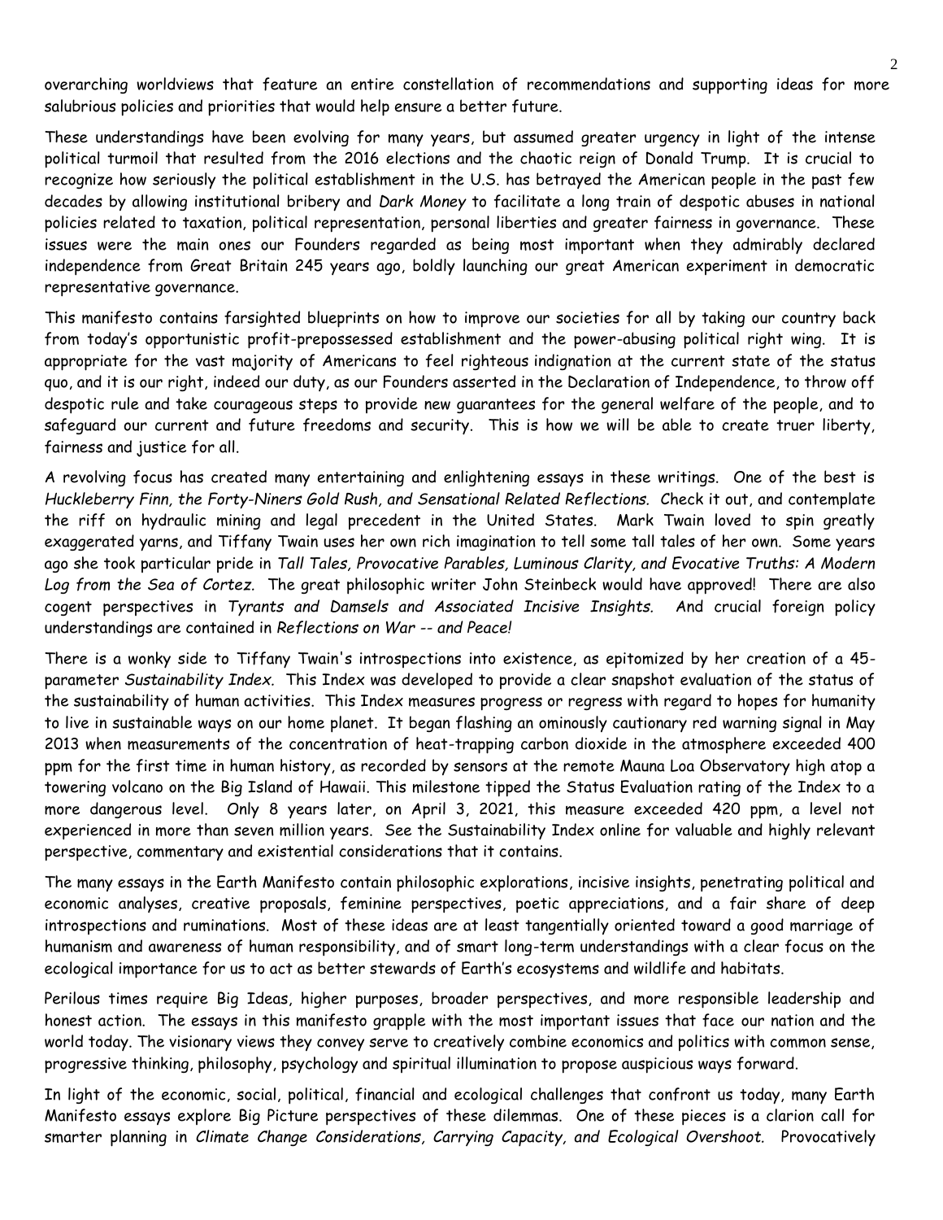overarching worldviews that feature an entire constellation of recommendations and supporting ideas for more salubrious policies and priorities that would help ensure a better future.

These understandings have been evolving for many years, but assumed greater urgency in light of the intense political turmoil that resulted from the 2016 elections and the chaotic reign of Donald Trump. It is crucial to recognize how seriously the political establishment in the U.S. has betrayed the American people in the past few decades by allowing institutional bribery and *Dark Money* to facilitate a long train of despotic abuses in national policies related to taxation, political representation, personal liberties and greater fairness in governance. These issues were the main ones our Founders regarded as being most important when they admirably declared independence from Great Britain 245 years ago, boldly launching our great American experiment in democratic representative governance.

This manifesto contains farsighted blueprints on how to improve our societies for all by taking our country back from today's opportunistic profit-prepossessed establishment and the power-abusing political right wing. It is appropriate for the vast majority of Americans to feel righteous indignation at the current state of the status quo, and it is our right, indeed our duty, as our Founders asserted in the Declaration of Independence, to throw off despotic rule and take courageous steps to provide new guarantees for the general welfare of the people, and to safeguard our current and future freedoms and security. This is how we will be able to create truer liberty, fairness and justice for all.

A revolving focus has created many entertaining and enlightening essays in these writings. One of the best is *Huckleberry Finn, the Forty-Niners Gold Rush, and Sensational Related Reflections.* Check it out, and contemplate the riff on hydraulic mining and legal precedent in the United States. Mark Twain loved to spin greatly exaggerated yarns, and Tiffany Twain uses her own rich imagination to tell some tall tales of her own. Some years ago she took particular pride in *Tall Tales, Provocative Parables, Luminous Clarity, and Evocative Truths: A Modern Log from the Sea of Cortez.* The great philosophic writer John Steinbeck would have approved! There are also cogent perspectives in *Tyrants and Damsels and Associated Incisive Insights.* And crucial foreign policy understandings are contained in *Reflections on War -- and Peace!*

There is a wonky side to Tiffany Twain's introspections into existence, as epitomized by her creation of a 45-parameter *Sustainability Index.* This Index was developed to provide a clear snapshot evaluation of the status of the sustainability of human activities. This Index measures progress or regress with regard to hopes for humanity to live in sustainable ways on our home planet. It began flashing an ominously cautionary red warning signal in May 2013 when measurements of the concentration of heat-trapping carbon dioxide in the atmosphere exceeded 400 ppm for the first time in human history, as recorded by sensors at the remote Mauna Loa Observatory high atop a towering volcano on the Big Island of Hawaii. This milestone tipped the Status Evaluation rating of the Index to a more dangerous level. Only 8 years later, on April 3, 2021, this measure exceeded 420 ppm, a level not experienced in more than seven million years. See the Sustainability Index online for valuable and highly relevant perspective, commentary and existential considerations that it contains.

The many essays in the Earth Manifesto contain philosophic explorations, incisive insights, penetrating political and economic analyses, creative proposals, feminine perspectives, poetic appreciations, and a fair share of deep introspections and ruminations. Most of these ideas are at least tangentially oriented toward a good marriage of humanism and awareness of human responsibility, and of smart long-term understandings with a clear focus on the ecological importance for us to act as better stewards of Earth's ecosystems and wildlife and habitats.

Perilous times require Big Ideas, higher purposes, broader perspectives, and more responsible leadership and honest action. The essays in this manifesto grapple with the most important issues that face our nation and the world today. The visionary views they convey serve to creatively combine economics and politics with common sense, progressive thinking, philosophy, psychology and spiritual illumination to propose auspicious ways forward.

In light of the economic, social, political, financial and ecological challenges that confront us today, many Earth Manifesto essays explore Big Picture perspectives of these dilemmas. One of these pieces is a clarion call for smarter planning in *Climate Change Considerations, Carrying Capacity, and Ecological Overshoot.* Provocatively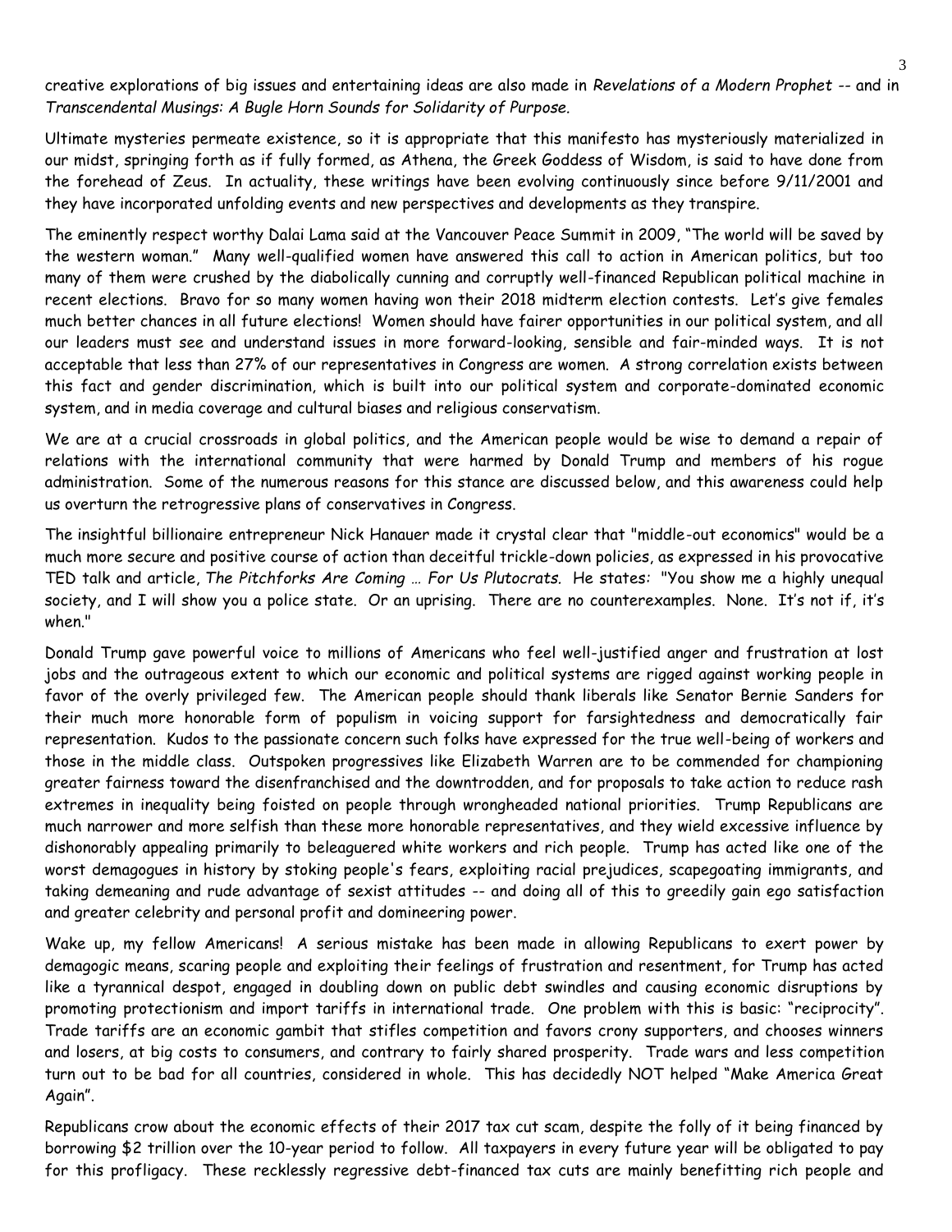creative explorations of big issues and entertaining ideas are also made in *Revelations of a Modern Prophet* -- and in *Transcendental Musings: A Bugle Horn Sounds for Solidarity of Purpose*.

Ultimate mysteries permeate existence, so it is appropriate that this manifesto has mysteriously materialized in our midst, springing forth as if fully formed, as Athena, the Greek Goddess of Wisdom, is said to have done from the forehead of Zeus. In actuality, these writings have been evolving continuously since before 9/11/2001 and they have incorporated unfolding events and new perspectives and developments as they transpire.

The eminently respect worthy Dalai Lama said at the Vancouver Peace Summit in 2009, "The world will be saved by the western woman." Many well-qualified women have answered this call to action in American politics, but too many of them were crushed by the diabolically cunning and corruptly well-financed Republican political machine in recent elections. Bravo for so many women having won their 2018 midterm election contests. Let's give females much better chances in all future elections! Women should have fairer opportunities in our political system, and all our leaders must see and understand issues in more forward-looking, sensible and fair-minded ways. It is not acceptable that less than 27% of our representatives in Congress are women. A strong correlation exists between this fact and gender discrimination, which is built into our political system and corporate-dominated economic system, and in media coverage and cultural biases and religious conservatism.

We are at a crucial crossroads in global politics, and the American people would be wise to demand a repair of relations with the international community that were harmed by Donald Trump and members of his rogue administration. Some of the numerous reasons for this stance are discussed below, and this awareness could help us overturn the retrogressive plans of conservatives in Congress.

The insightful billionaire entrepreneur Nick Hanauer made it crystal clear that "middle-out economics" would be a much more secure and positive course of action than deceitful trickle-down policies, as expressed in his provocative TED talk and article, *The Pitchforks Are Coming … For Us Plutocrats*. He states: "You show me a highly unequal society, and I will show you a police state. Or an uprising. There are no counterexamples. None. It's not if, it's when."

Donald Trump gave powerful voice to millions of Americans who feel well-justified anger and frustration at lost jobs and the outrageous extent to which our economic and political systems are rigged against working people in favor of the overly privileged few. The American people should thank liberals like Senator Bernie Sanders for their much more honorable form of populism in voicing support for farsightedness and democratically fair representation. Kudos to the passionate concern such folks have expressed for the true well-being of workers and those in the middle class. Outspoken progressives like Elizabeth Warren are to be commended for championing greater fairness toward the disenfranchised and the downtrodden, and for proposals to take action to reduce rash extremes in inequality being foisted on people through wrongheaded national priorities. Trump Republicans are much narrower and more selfish than these more honorable representatives, and they wield excessive influence by dishonorably appealing primarily to beleaguered white workers and rich people. Trump has acted like one of the worst demagogues in history by stoking people's fears, exploiting racial prejudices, scapegoating immigrants, and taking demeaning and rude advantage of sexist attitudes -- and doing all of this to greedily gain ego satisfaction and greater celebrity and personal profit and domineering power.

Wake up, my fellow Americans! A serious mistake has been made in allowing Republicans to exert power by demagogic means, scaring people and exploiting their feelings of frustration and resentment, for Trump has acted like a tyrannical despot, engaged in doubling down on public debt swindles and causing economic disruptions by promoting protectionism and import tariffs in international trade. One problem with this is basic: "reciprocity". Trade tariffs are an economic gambit that stifles competition and favors crony supporters, and chooses winners and losers, at big costs to consumers, and contrary to fairly shared prosperity. Trade wars and less competition turn out to be bad for all countries, considered in whole. This has decidedly NOT helped "Make America Great Again".

Republicans crow about the economic effects of their 2017 tax cut scam, despite the folly of it being financed by borrowing $2 trillion over the 10-year period to follow. All taxpayers in every future year will be obligated to pay for this profligacy. These recklessly regressive debt-financed tax cuts are mainly benefitting rich people and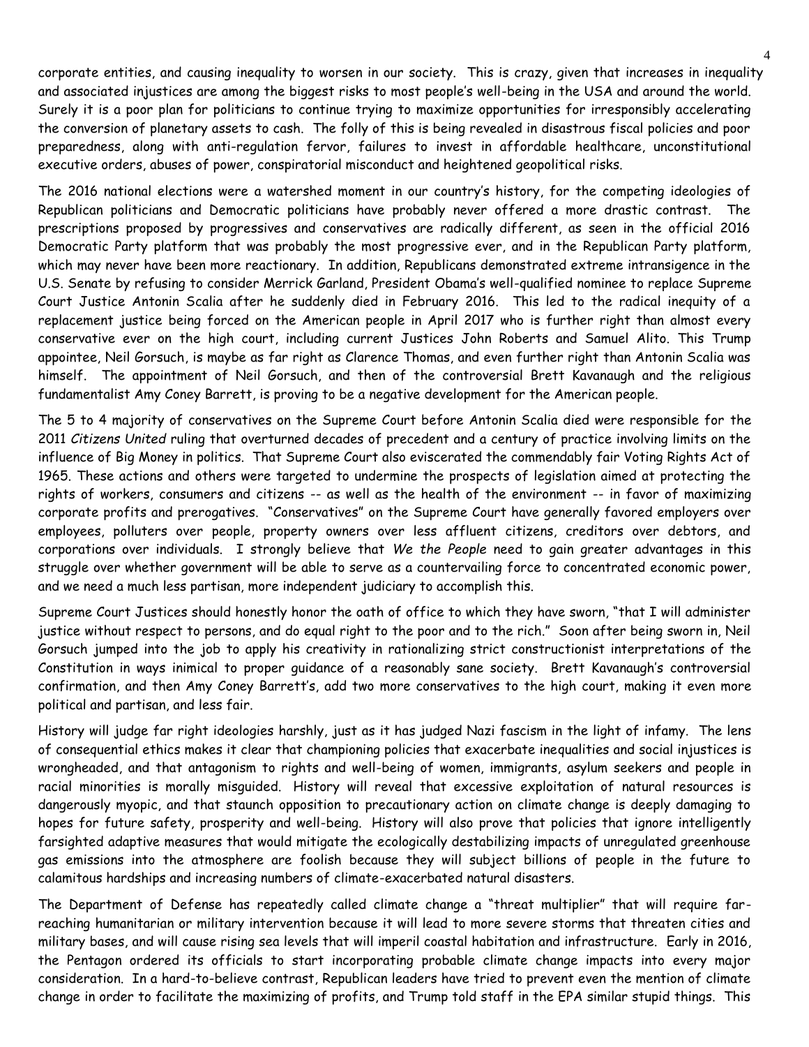corporate entities, and causing inequality to worsen in our society. This is crazy, given that increases in inequality and associated injustices are among the biggest risks to most people's well-being in the USA and around the world. Surely it is a poor plan for politicians to continue trying to maximize opportunities for irresponsibly accelerating the conversion of planetary assets to cash. The folly of this is being revealed in disastrous fiscal policies and poor preparedness, along with anti-regulation fervor, failures to invest in affordable healthcare, unconstitutional executive orders, abuses of power, conspiratorial misconduct and heightened geopolitical risks.

The 2016 national elections were a watershed moment in our country's history, for the competing ideologies of Republican politicians and Democratic politicians have probably never offered a more drastic contrast. The prescriptions proposed by progressives and conservatives are radically different, as seen in the official 2016 Democratic Party platform that was probably the most progressive ever, and in the Republican Party platform, which may never have been more reactionary. In addition, Republicans demonstrated extreme intransigence in the U.S. Senate by refusing to consider Merrick Garland, President Obama's well-qualified nominee to replace Supreme Court Justice Antonin Scalia after he suddenly died in February 2016. This led to the radical inequity of a replacement justice being forced on the American people in April 2017 who is further right than almost every conservative ever on the high court, including current Justices John Roberts and Samuel Alito. This Trump appointee, Neil Gorsuch, is maybe as far right as Clarence Thomas, and even further right than Antonin Scalia was himself. The appointment of Neil Gorsuch, and then of the controversial Brett Kavanaugh and the religious fundamentalist Amy Coney Barrett, is proving to be a negative development for the American people.

The 5 to 4 majority of conservatives on the Supreme Court before Antonin Scalia died were responsible for the 2011 *Citizens United* ruling that overturned decades of precedent and a century of practice involving limits on the influence of Big Money in politics. That Supreme Court also eviscerated the commendably fair Voting Rights Act of 1965. These actions and others were targeted to undermine the prospects of legislation aimed at protecting the rights of workers, consumers and citizens -- as well as the health of the environment -- in favor of maximizing corporate profits and prerogatives. "Conservatives" on the Supreme Court have generally favored employers over employees, polluters over people, property owners over less affluent citizens, creditors over debtors, and corporations over individuals. I strongly believe that *We the People* need to gain greater advantages in this struggle over whether government will be able to serve as a countervailing force to concentrated economic power, and we need a much less partisan, more independent judiciary to accomplish this.

Supreme Court Justices should honestly honor the oath of office to which they have sworn, "that I will administer justice without respect to persons, and do equal right to the poor and to the rich." Soon after being sworn in, Neil Gorsuch jumped into the job to apply his creativity in rationalizing strict constructionist interpretations of the Constitution in ways inimical to proper guidance of a reasonably sane society. Brett Kavanaugh's controversial confirmation, and then Amy Coney Barrett's, add two more conservatives to the high court, making it even more political and partisan, and less fair.

History will judge far right ideologies harshly, just as it has judged Nazi fascism in the light of infamy. The lens of consequential ethics makes it clear that championing policies that exacerbate inequalities and social injustices is wrongheaded, and that antagonism to rights and well-being of women, immigrants, asylum seekers and people in racial minorities is morally misguided. History will reveal that excessive exploitation of natural resources is dangerously myopic, and that staunch opposition to precautionary action on climate change is deeply damaging to hopes for future safety, prosperity and well-being. History will also prove that policies that ignore intelligently farsighted adaptive measures that would mitigate the ecologically destabilizing impacts of unregulated greenhouse gas emissions into the atmosphere are foolish because they will subject billions of people in the future to calamitous hardships and increasing numbers of climate-exacerbated natural disasters.

The Department of Defense has repeatedly called climate change a "threat multiplier" that will require far-reaching humanitarian or military intervention because it will lead to more severe storms that threaten cities and military bases, and will cause rising sea levels that will imperil coastal habitation and infrastructure. Early in 2016, the Pentagon ordered its officials to start incorporating probable climate change impacts into every major consideration. In a hard-to-believe contrast, Republican leaders have tried to prevent even the mention of climate change in order to facilitate the maximizing of profits, and Trump told staff in the EPA similar stupid things. This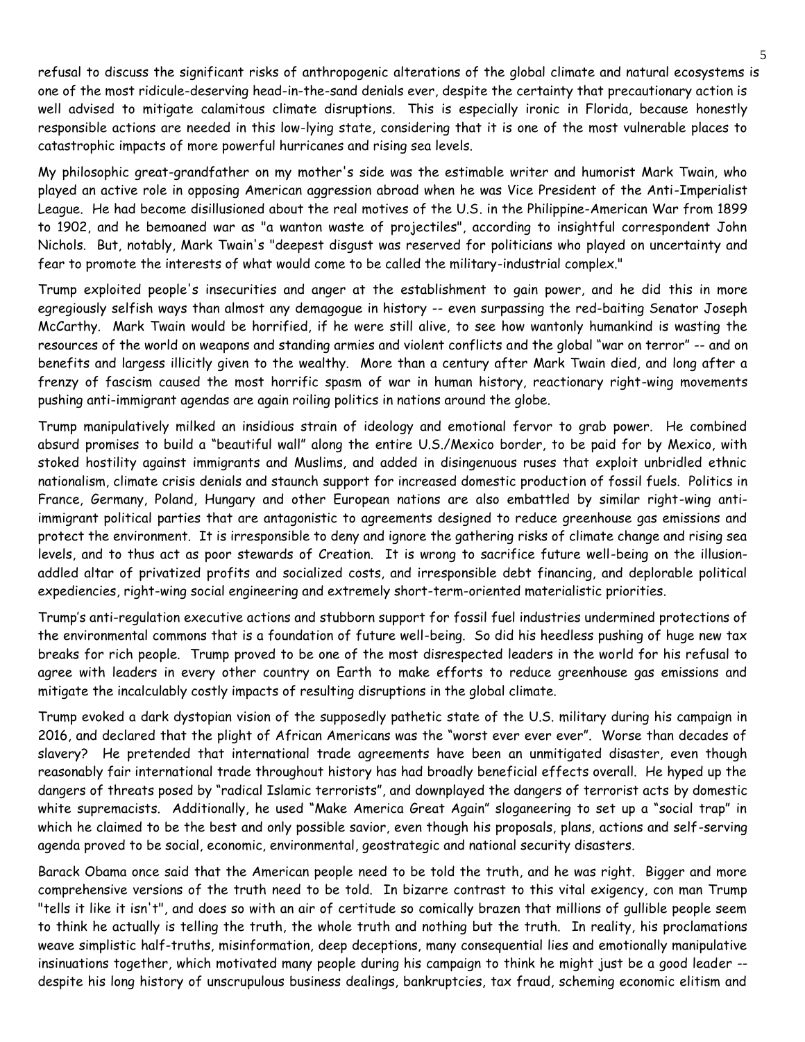refusal to discuss the significant risks of anthropogenic alterations of the global climate and natural ecosystems is one of the most ridicule-deserving head-in-the-sand denials ever, despite the certainty that precautionary action is well advised to mitigate calamitous climate disruptions. This is especially ironic in Florida, because honestly responsible actions are needed in this low-lying state, considering that it is one of the most vulnerable places to catastrophic impacts of more powerful hurricanes and rising sea levels.

My philosophic great-grandfather on my mother's side was the estimable writer and humorist Mark Twain, who played an active role in opposing American aggression abroad when he was Vice President of the Anti-Imperialist League. He had become disillusioned about the real motives of the U.S. in the Philippine-American War from 1899 to 1902, and he bemoaned war as "a wanton waste of projectiles", according to insightful correspondent John Nichols. But, notably, Mark Twain's "deepest disgust was reserved for politicians who played on uncertainty and fear to promote the interests of what would come to be called the military-industrial complex."

Trump exploited people's insecurities and anger at the establishment to gain power, and he did this in more egregiously selfish ways than almost any demagogue in history -- even surpassing the red-baiting Senator Joseph McCarthy. Mark Twain would be horrified, if he were still alive, to see how wantonly humankind is wasting the resources of the world on weapons and standing armies and violent conflicts and the global "war on terror" -- and on benefits and largess illicitly given to the wealthy. More than a century after Mark Twain died, and long after a frenzy of fascism caused the most horrific spasm of war in human history, reactionary right-wing movements pushing anti-immigrant agendas are again roiling politics in nations around the globe.

Trump manipulatively milked an insidious strain of ideology and emotional fervor to grab power. He combined absurd promises to build a "beautiful wall" along the entire U.S./Mexico border, to be paid for by Mexico, with stoked hostility against immigrants and Muslims, and added in disingenuous ruses that exploit unbridled ethnic nationalism, climate crisis denials and staunch support for increased domestic production of fossil fuels. Politics in France, Germany, Poland, Hungary and other European nations are also embattled by similar right-wing anti-immigrant political parties that are antagonistic to agreements designed to reduce greenhouse gas emissions and protect the environment. It is irresponsible to deny and ignore the gathering risks of climate change and rising sea levels, and to thus act as poor stewards of Creation. It is wrong to sacrifice future well-being on the illusion-addled altar of privatized profits and socialized costs, and irresponsible debt financing, and deplorable political expediencies, right-wing social engineering and extremely short-term-oriented materialistic priorities.

Trump's anti-regulation executive actions and stubborn support for fossil fuel industries undermined protections of the environmental commons that is a foundation of future well-being. So did his heedless pushing of huge new tax breaks for rich people. Trump proved to be one of the most disrespected leaders in the world for his refusal to agree with leaders in every other country on Earth to make efforts to reduce greenhouse gas emissions and mitigate the incalculably costly impacts of resulting disruptions in the global climate.

Trump evoked a dark dystopian vision of the supposedly pathetic state of the U.S. military during his campaign in 2016, and declared that the plight of African Americans was the "worst ever ever ever". Worse than decades of slavery? He pretended that international trade agreements have been an unmitigated disaster, even though reasonably fair international trade throughout history has had broadly beneficial effects overall. He hyped up the dangers of threats posed by "radical Islamic terrorists", and downplayed the dangers of terrorist acts by domestic white supremacists. Additionally, he used "Make America Great Again" sloganeering to set up a "social trap" in which he claimed to be the best and only possible savior, even though his proposals, plans, actions and self-serving agenda proved to be social, economic, environmental, geostrategic and national security disasters.

Barack Obama once said that the American people need to be told the truth, and he was right. Bigger and more comprehensive versions of the truth need to be told. In bizarre contrast to this vital exigency, con man Trump "tells it like it isn't", and does so with an air of certitude so comically brazen that millions of gullible people seem to think he actually is telling the truth, the whole truth and nothing but the truth. In reality, his proclamations weave simplistic half-truths, misinformation, deep deceptions, many consequential lies and emotionally manipulative insinuations together, which motivated many people during his campaign to think he might just be a good leader -- despite his long history of unscrupulous business dealings, bankruptcies, tax fraud, scheming economic elitism and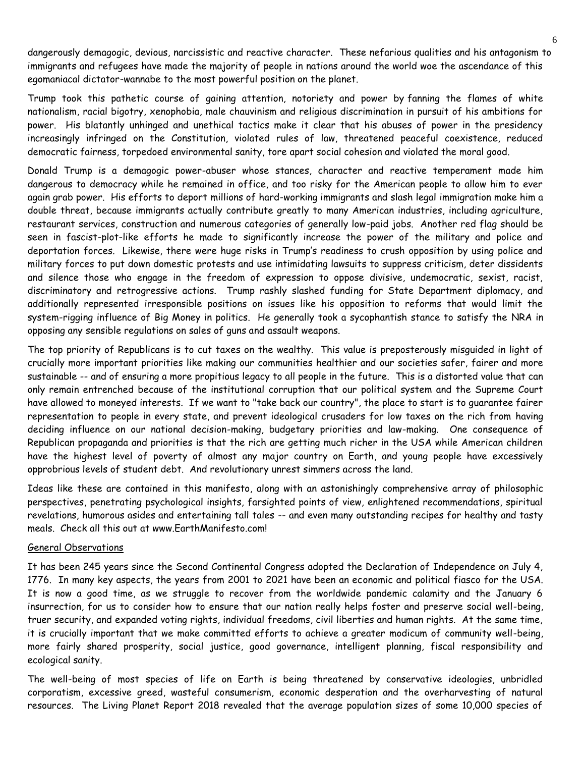dangerously demagogic, devious, narcissistic and reactive character. These nefarious qualities and his antagonism to immigrants and refugees have made the majority of people in nations around the world woe the ascendance of this egomaniacal dictator-wannabe to the most powerful position on the planet.

Trump took this pathetic course of gaining attention, notoriety and power by fanning the flames of white nationalism, racial bigotry, xenophobia, male chauvinism and religious discrimination in pursuit of his ambitions for power. His blatantly unhinged and unethical tactics make it clear that his abuses of power in the presidency increasingly infringed on the Constitution, violated rules of law, threatened peaceful coexistence, reduced democratic fairness, torpedoed environmental sanity, tore apart social cohesion and violated the moral good.

Donald Trump is a demagogic power-abuser whose stances, character and reactive temperament made him dangerous to democracy while he remained in office, and too risky for the American people to allow him to ever again grab power. His efforts to deport millions of hard-working immigrants and slash legal immigration make him a double threat, because immigrants actually contribute greatly to many American industries, including agriculture, restaurant services, construction and numerous categories of generally low-paid jobs. Another red flag should be seen in fascist-plot-like efforts he made to significantly increase the power of the military and police and deportation forces. Likewise, there were huge risks in Trump's readiness to crush opposition by using police and military forces to put down domestic protests and use intimidating lawsuits to suppress criticism, deter dissidents and silence those who engage in the freedom of expression to oppose divisive, undemocratic, sexist, racist, discriminatory and retrogressive actions. Trump rashly slashed funding for State Department diplomacy, and additionally represented irresponsible positions on issues like his opposition to reforms that would limit the system-rigging influence of Big Money in politics. He generally took a sycophantish stance to satisfy the NRA in opposing any sensible regulations on sales of guns and assault weapons.

The top priority of Republicans is to cut taxes on the wealthy. This value is preposterously misguided in light of crucially more important priorities like making our communities healthier and our societies safer, fairer and more sustainable -- and of ensuring a more propitious legacy to all people in the future. This is a distorted value that can only remain entrenched because of the institutional corruption that our political system and the Supreme Court have allowed to moneyed interests. If we want to "take back our country", the place to start is to guarantee fairer representation to people in every state, and prevent ideological crusaders for low taxes on the rich from having deciding influence on our national decision-making, budgetary priorities and law-making. One consequence of Republican propaganda and priorities is that the rich are getting much richer in the USA while American children have the highest level of poverty of almost any major country on Earth, and young people have excessively opprobrious levels of student debt. And revolutionary unrest simmers across the land.

Ideas like these are contained in this manifesto, along with an astonishingly comprehensive array of philosophic perspectives, penetrating psychological insights, farsighted points of view, enlightened recommendations, spiritual revelations, humorous asides and entertaining tall tales -- and even many outstanding recipes for healthy and tasty meals. Check all this out at www.EarthManifesto.com!

## General Observations

It has been 245 years since the Second Continental Congress adopted the Declaration of Independence on July 4, 1776. In many key aspects, the years from 2001 to 2021 have been an economic and political fiasco for the USA. It is now a good time, as we struggle to recover from the worldwide pandemic calamity and the January 6 insurrection, for us to consider how to ensure that our nation really helps foster and preserve social well-being, truer security, and expanded voting rights, individual freedoms, civil liberties and human rights. At the same time, it is crucially important that we make committed efforts to achieve a greater modicum of community well-being, more fairly shared prosperity, social justice, good governance, intelligent planning, fiscal responsibility and ecological sanity.

The well-being of most species of life on Earth is being threatened by conservative ideologies, unbridled corporatism, excessive greed, wasteful consumerism, economic desperation and the overharvesting of natural resources. The Living Planet Report 2018 revealed that the average population sizes of some 10,000 species of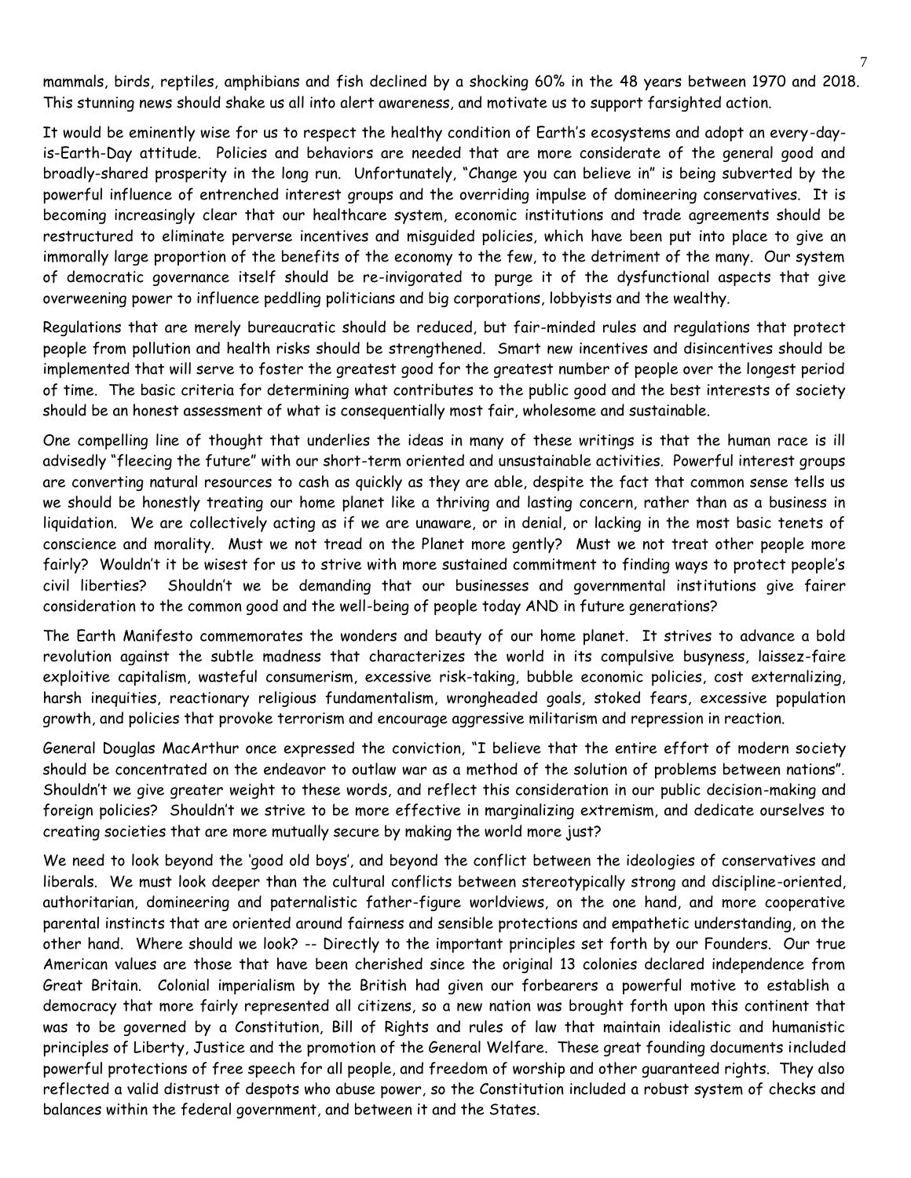mammals, birds, reptiles, amphibians and fish declined by a shocking 60% in the 48 years between 1970 and 2018. This stunning news should shake us all into alert awareness, and motivate us to support farsighted action.

It would be eminently wise for us to respect the healthy condition of Earth's ecosystems and adopt an every-day-is-Earth-Day attitude. Policies and behaviors are needed that are more considerate of the general good and broadly-shared prosperity in the long run. Unfortunately, "Change you can believe in" is being subverted by the powerful influence of entrenched interest groups and the overriding impulse of domineering conservatives. It is becoming increasingly clear that our healthcare system, economic institutions and trade agreements should be restructured to eliminate perverse incentives and misguided policies, which have been put into place to give an immorally large proportion of the benefits of the economy to the few, to the detriment of the many. Our system of democratic governance itself should be re-invigorated to purge it of the dysfunctional aspects that give overweening power to influence peddling politicians and big corporations, lobbyists and the wealthy.

Regulations that are merely bureaucratic should be reduced, but fair-minded rules and regulations that protect people from pollution and health risks should be strengthened. Smart new incentives and disincentives should be implemented that will serve to foster the greatest good for the greatest number of people over the longest period of time. The basic criteria for determining what contributes to the public good and the best interests of society should be an honest assessment of what is consequentially most fair, wholesome and sustainable.

One compelling line of thought that underlies the ideas in many of these writings is that the human race is ill advisedly "fleecing the future" with our short-term oriented and unsustainable activities. Powerful interest groups are converting natural resources to cash as quickly as they are able, despite the fact that common sense tells us we should be honestly treating our home planet like a thriving and lasting concern, rather than as a business in liquidation. We are collectively acting as if we are unaware, or in denial, or lacking in the most basic tenets of conscience and morality. Must we not tread on the Planet more gently? Must we not treat other people more fairly? Wouldn't it be wisest for us to strive with more sustained commitment to finding ways to protect people's civil liberties? Shouldn't we be demanding that our businesses and governmental institutions give fairer consideration to the common good and the well-being of people today AND in future generations?

The Earth Manifesto commemorates the wonders and beauty of our home planet. It strives to advance a bold revolution against the subtle madness that characterizes the world in its compulsive busyness, laissez-faire exploitive capitalism, wasteful consumerism, excessive risk-taking, bubble economic policies, cost externalizing, harsh inequities, reactionary religious fundamentalism, wrongheaded goals, stoked fears, excessive population growth, and policies that provoke terrorism and encourage aggressive militarism and repression in reaction.

General Douglas MacArthur once expressed the conviction, "I believe that the entire effort of modern society should be concentrated on the endeavor to outlaw war as a method of the solution of problems between nations". Shouldn't we give greater weight to these words, and reflect this consideration in our public decision-making and foreign policies? Shouldn't we strive to be more effective in marginalizing extremism, and dedicate ourselves to creating societies that are more mutually secure by making the world more just?

We need to look beyond the 'good old boys', and beyond the conflict between the ideologies of conservatives and liberals. We must look deeper than the cultural conflicts between stereotypically strong and discipline-oriented, authoritarian, domineering and paternalistic father-figure worldviews, on the one hand, and more cooperative parental instincts that are oriented around fairness and sensible protections and empathetic understanding, on the other hand. Where should we look? -- Directly to the important principles set forth by our Founders. Our true American values are those that have been cherished since the original 13 colonies declared independence from Great Britain. Colonial imperialism by the British had given our forbearers a powerful motive to establish a democracy that more fairly represented all citizens, so a new nation was brought forth upon this continent that was to be governed by a Constitution, Bill of Rights and rules of law that maintain idealistic and humanistic principles of Liberty, Justice and the promotion of the General Welfare. These great founding documents included powerful protections of free speech for all people, and freedom of worship and other guaranteed rights. They also reflected a valid distrust of despots who abuse power, so the Constitution included a robust system of checks and balances within the federal government, and between it and the States.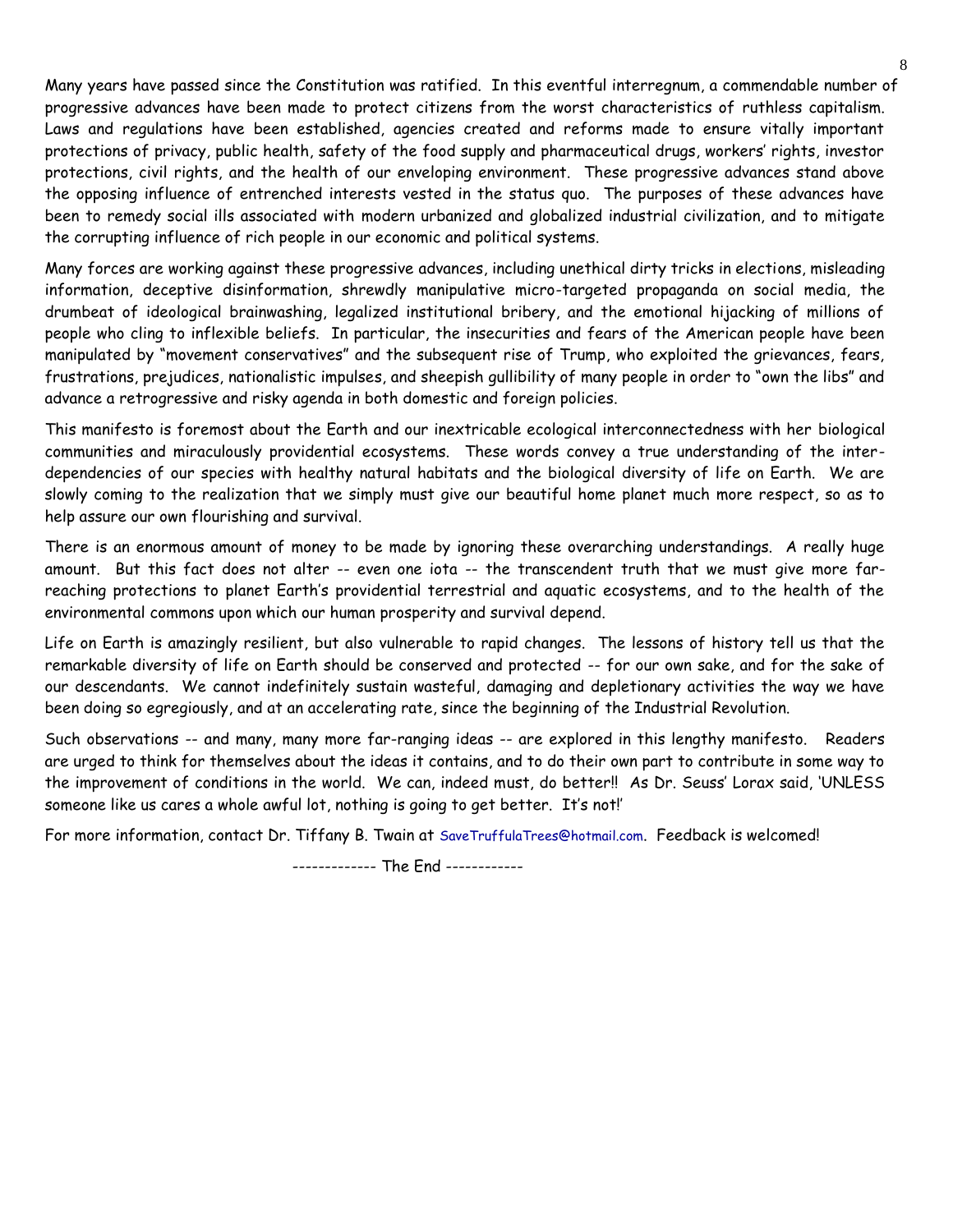Many years have passed since the Constitution was ratified. In this eventful interregnum, a commendable number of progressive advances have been made to protect citizens from the worst characteristics of ruthless capitalism. Laws and regulations have been established, agencies created and reforms made to ensure vitally important protections of privacy, public health, safety of the food supply and pharmaceutical drugs, workers' rights, investor protections, civil rights, and the health of our enveloping environment. These progressive advances stand above the opposing influence of entrenched interests vested in the status quo. The purposes of these advances have been to remedy social ills associated with modern urbanized and globalized industrial civilization, and to mitigate the corrupting influence of rich people in our economic and political systems.

Many forces are working against these progressive advances, including unethical dirty tricks in elections, misleading information, deceptive disinformation, shrewdly manipulative micro-targeted propaganda on social media, the drumbeat of ideological brainwashing, legalized institutional bribery, and the emotional hijacking of millions of people who cling to inflexible beliefs. In particular, the insecurities and fears of the American people have been manipulated by "movement conservatives" and the subsequent rise of Trump, who exploited the grievances, fears, frustrations, prejudices, nationalistic impulses, and sheepish gullibility of many people in order to "own the libs" and advance a retrogressive and risky agenda in both domestic and foreign policies.

This manifesto is foremost about the Earth and our inextricable ecological interconnectedness with her biological communities and miraculously providential ecosystems. These words convey a true understanding of the inter-dependencies of our species with healthy natural habitats and the biological diversity of life on Earth. We are slowly coming to the realization that we simply must give our beautiful home planet much more respect, so as to help assure our own flourishing and survival.

There is an enormous amount of money to be made by ignoring these overarching understandings. A really huge amount. But this fact does not alter -- even one iota -- the transcendent truth that we must give more far-reaching protections to planet Earth's providential terrestrial and aquatic ecosystems, and to the health of the environmental commons upon which our human prosperity and survival depend.

Life on Earth is amazingly resilient, but also vulnerable to rapid changes. The lessons of history tell us that the remarkable diversity of life on Earth should be conserved and protected -- for our own sake, and for the sake of our descendants. We cannot indefinitely sustain wasteful, damaging and depletionary activities the way we have been doing so egregiously, and at an accelerating rate, since the beginning of the Industrial Revolution.

Such observations -- and many, many more far-ranging ideas -- are explored in this lengthy manifesto. Readers are urged to think for themselves about the ideas it contains, and to do their own part to contribute in some way to the improvement of conditions in the world. We can, indeed must, do better!! As Dr. Seuss' Lorax said, 'UNLESS someone like us cares a whole awful lot, nothing is going to get better. It's not!'

For more information, contact Dr. Tiffany B. Twain at SaveTruffulaTrees@hotmail.com. Feedback is welcomed!

------------- The End ------------